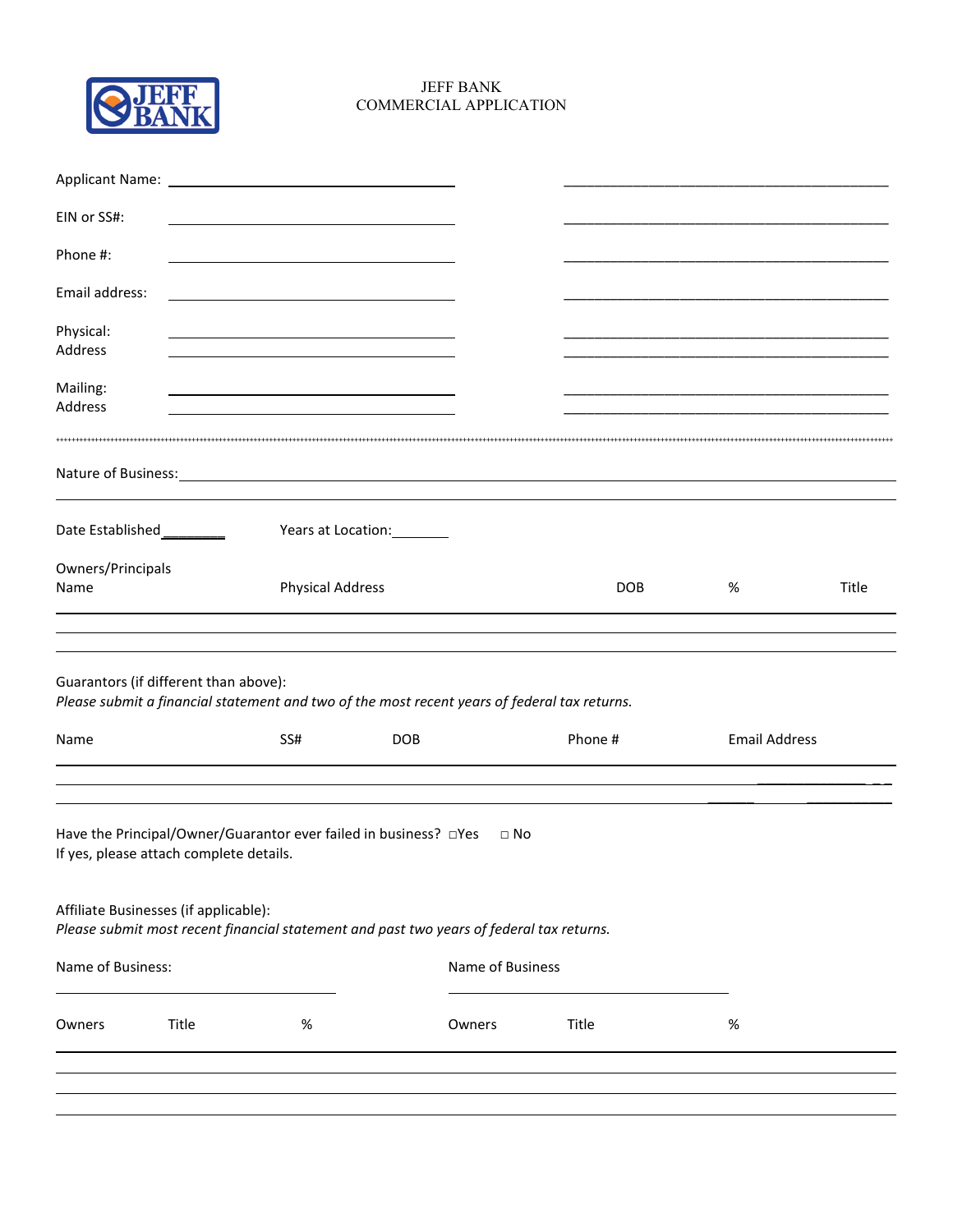JEFF BANK
COMMERCIAL APPLICATION

Applicant Name: ______________________________ ______________________________

EIN or SS#: ______________________________ ______________________________

Phone #: ______________________________ ______________________________

Email address: ______________________________ ______________________________

Physical: ______________________________ ______________________________
Address ______________________________ ______________________________

Mailing: ______________________________ ______________________________
Address ______________________________ ______________________________

Nature of Business: ____________________________________________________________

Date Established________ Years at Location:________

Owners/Principals

| Name | Physical Address | DOB | % | Title |
| --- | --- | --- | --- | --- |
| | | | | |
| | | | | |

Guarantors (if different than above):
*Please submit a financial statement and two of the most recent years of federal tax returns.*

| Name | SS# | DOB | Phone # | Email Address |
| --- | --- | --- | --- | --- |
| | | | | |
| | | | | |

Have the Principal/Owner/Guarantor ever failed in business? □Yes □ No
If yes, please attach complete details.

Affiliate Businesses (if applicable):
*Please submit most recent financial statement and past two years of federal tax returns.*

Name of Business: ______________________________ Name of Business ______________________________

| Owners | Title | % | Owners | Title | % |
| --- | --- | --- | --- | --- | --- |
| | | | | | |
| | | | | | |
| | | | | | |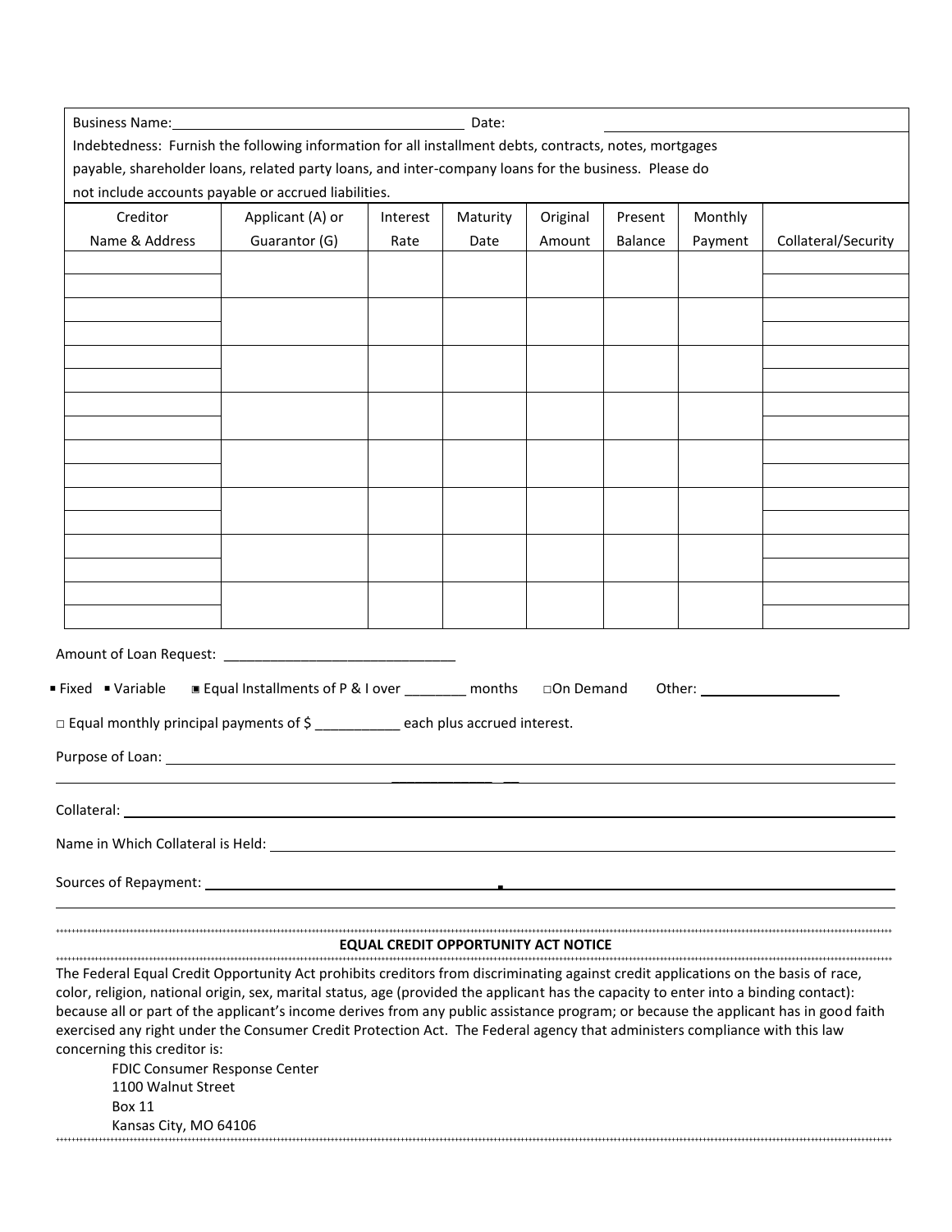Business Name: ______________________________ Date: ______________________________

Indebtedness: Furnish the following information for all installment debts, contracts, notes, mortgages payable, shareholder loans, related party loans, and inter-company loans for the business. Please do not include accounts payable or accrued liabilities.

| Creditor Name & Address | Applicant (A) or Guarantor (G) | Interest Rate | Maturity Date | Original Amount | Present Balance | Monthly Payment | Collateral/Security |
|---|---|---|---|---|---|---|---|
| | | | | | | | |
| | | | | | | | |
| | | | | | | | |
| | | | | | | | |
| | | | | | | | |
| | | | | | | | |
| | | | | | | | |
| | | | | | | | |

Amount of Loan Request: ______________________________

▪ Fixed ▪ Variable ▣ Equal Installments of P & I over ________ months □On Demand Other: __________________

□ Equal monthly principal payments of $ ___________ each plus accrued interest.

Purpose of Loan: ____________________________________________________________

Collateral: ____________________________________________________________

Name in Which Collateral is Held: ____________________________________________________________

Sources of Repayment: ____________________________________________________________

## EQUAL CREDIT OPPORTUNITY ACT NOTICE

The Federal Equal Credit Opportunity Act prohibits creditors from discriminating against credit applications on the basis of race, color, religion, national origin, sex, marital status, age (provided the applicant has the capacity to enter into a binding contact): because all or part of the applicant's income derives from any public assistance program; or because the applicant has in good faith exercised any right under the Consumer Credit Protection Act. The Federal agency that administers compliance with this law concerning this creditor is:

FDIC Consumer Response Center
1100 Walnut Street
Box 11
Kansas City, MO 64106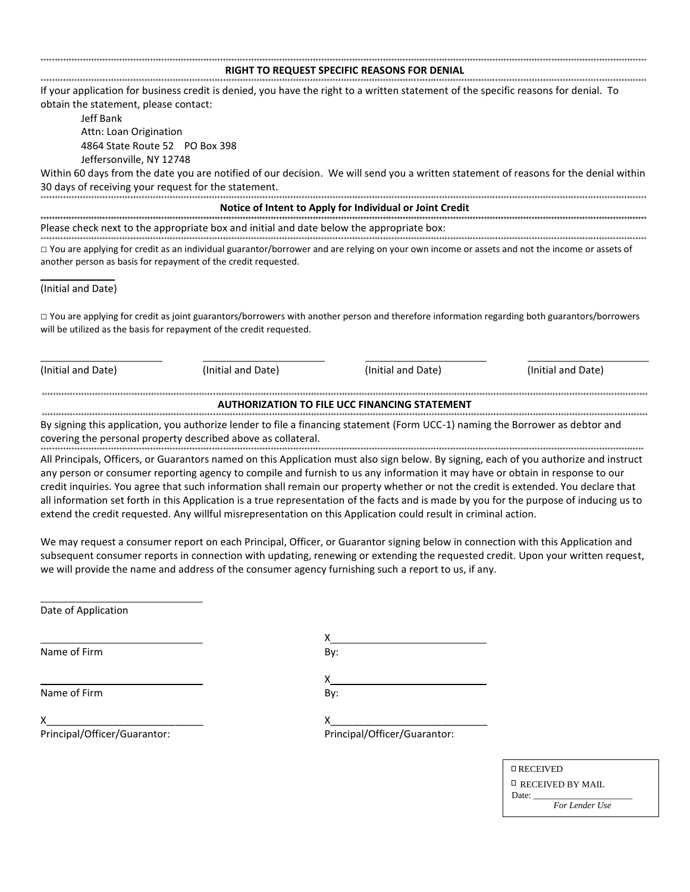## RIGHT TO REQUEST SPECIFIC REASONS FOR DENIAL

If your application for business credit is denied, you have the right to a written statement of the specific reasons for denial. To obtain the statement, please contact:

Jeff Bank
Attn: Loan Origination
4864 State Route 52 PO Box 398
Jeffersonville, NY 12748

Within 60 days from the date you are notified of our decision. We will send you a written statement of reasons for the denial within 30 days of receiving your request for the statement.

## Notice of Intent to Apply for Individual or Joint Credit

Please check next to the appropriate box and initial and date below the appropriate box:

□ You are applying for credit as an individual guarantor/borrower and are relying on your own income or assets and not the income or assets of another person as basis for repayment of the credit requested.

______________
(Initial and Date)

□ You are applying for credit as joint guarantors/borrowers with another person and therefore information regarding both guarantors/borrowers will be utilized as the basis for repayment of the credit requested.

| ______________ | ______________ | ______________ | ______________ |
|---|---|---|---|
| (Initial and Date) | (Initial and Date) | (Initial and Date) | (Initial and Date) |

## AUTHORIZATION TO FILE UCC FINANCING STATEMENT

By signing this application, you authorize lender to file a financing statement (Form UCC-1) naming the Borrower as debtor and covering the personal property described above as collateral.

All Principals, Officers, or Guarantors named on this Application must also sign below. By signing, each of you authorize and instruct any person or consumer reporting agency to compile and furnish to us any information it may have or obtain in response to our credit inquiries. You agree that such information shall remain our property whether or not the credit is extended. You declare that all information set forth in this Application is a true representation of the facts and is made by you for the purpose of inducing us to extend the credit requested. Any willful misrepresentation on this Application could result in criminal action.

We may request a consumer report on each Principal, Officer, or Guarantor signing below in connection with this Application and subsequent consumer reports in connection with updating, renewing or extending the requested credit. Upon your written request, we will provide the name and address of the consumer agency furnishing such a report to us, if any.

____________________________
Date of Application

| | |
|---|---|
| ____________________________<br>Name of Firm | X____________________________<br>By: |
| ____________________________<br>Name of Firm | X____________________________<br>By: |
| X____________________________<br>Principal/Officer/Guarantor: | X____________________________<br>Principal/Officer/Guarantor: |

□ RECEIVED
□ RECEIVED BY MAIL
Date: ____________________
*For Lender Use*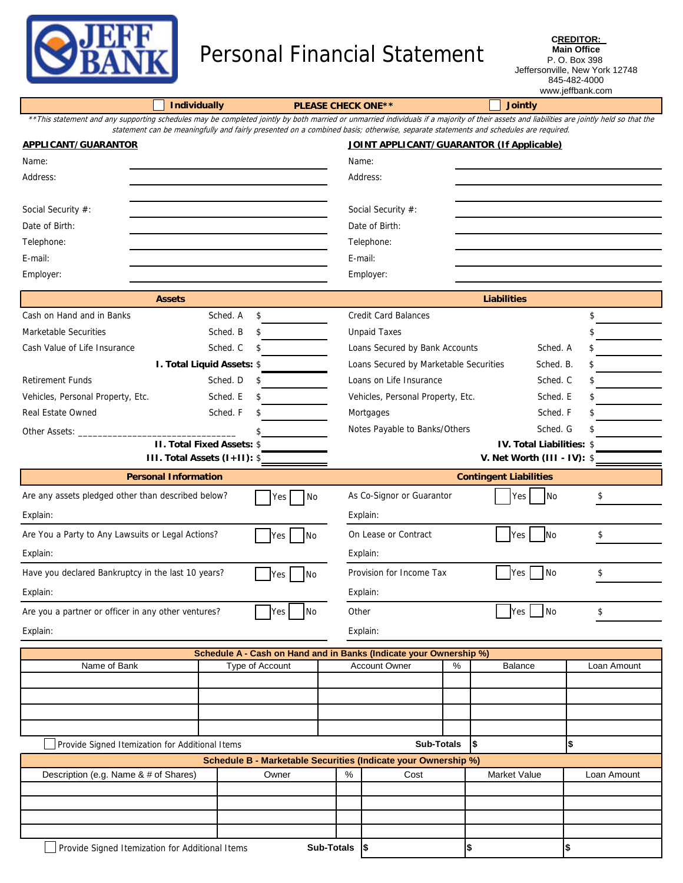**JEFF BANK**

# Personal Financial Statement

**CREDITOR:**
**Main Office**
P. O. Box 398
Jeffersonville, New York 12748
845-482-4000
www.jeffbank.com

☐ **Individually** **PLEASE CHECK ONE**** ☐ **Jointly**

*\*\*This statement and any supporting schedules may be completed jointly by both married or unmarried individuals if a majority of their assets and liabilities are jointly held so that the statement can be meaningfully and fairly presented on a combined basis; otherwise, separate statements and schedules are required.*

| **APPLICANT/GUARANTOR** | | **JOINT APPLICANT/GUARANTOR (If Applicable)** | |
|---|---|---|---|
| Name: | | Name: | |
| Address: | | Address: | |
| | | | |
| Social Security #: | | Social Security #: | |
| Date of Birth: | | Date of Birth: | |
| Telephone: | | Telephone: | |
| E-mail: | | E-mail: | |
| Employer: | | Employer: | |

| **Assets** | | | **Liabilities** | | |
|---|---|---|---|---|---|
| Cash on Hand and in Banks | Sched. A | $ | Credit Card Balances | | $ |
| Marketable Securities | Sched. B | $ | Unpaid Taxes | | $ |
| Cash Value of Life Insurance | Sched. C | $ | Loans Secured by Bank Accounts | Sched. A | $ |
| | **I. Total Liquid Assets:** | $ | Loans Secured by Marketable Securities | Sched. B. | $ |
| Retirement Funds | Sched. D | $ | Loans on Life Insurance | Sched. C | $ |
| Vehicles, Personal Property, Etc. | Sched. E | $ | Vehicles, Personal Property, Etc. | Sched. E | $ |
| Real Estate Owned | Sched. F | $ | Mortgages | Sched. F | $ |
| Other Assets: ___________________________ | | $ | Notes Payable to Banks/Others | Sched. G | $ |
| | **II. Total Fixed Assets:** | $ | | **IV. Total Liabilities:** | $ |
| | **III. Total Assets (I+II):** | $ | | **V. Net Worth (III - IV):** | $ |

| **Personal Information** | | **Contingent Liabilities** | | |
|---|---|---|---|---|
| Are any assets pledged other than described below? | ☐ Yes ☐ No | As Co-Signor or Guarantor | ☐ Yes ☐ No | $ |
| Explain: | | Explain: | | |
| Are You a Party to Any Lawsuits or Legal Actions? | ☐ Yes ☐ No | On Lease or Contract | ☐ Yes ☐ No | $ |
| Explain: | | Explain: | | |
| Have you declared Bankruptcy in the last 10 years? | ☐ Yes ☐ No | Provision for Income Tax | ☐ Yes ☐ No | $ |
| Explain: | | Explain: | | |
| Are you a partner or officer in any other ventures? | ☐ Yes ☐ No | Other | ☐ Yes ☐ No | $ |
| Explain: | | Explain: | | |

**Schedule A - Cash on Hand and in Banks (Indicate your Ownership %)**

| Name of Bank | Type of Account | Account Owner | % | Balance | Loan Amount |
|---|---|---|---|---|---|
| | | | | | |
| | | | | | |
| | | | | | |
| | | | | | |
| ☐ Provide Signed Itemization for Additional Items | | | **Sub-Totals** | **$** | **$** |

**Schedule B - Marketable Securities (Indicate your Ownership %)**

| Description (e.g. Name & # of Shares) | Owner | % | Cost | Market Value | Loan Amount |
|---|---|---|---|---|---|
| | | | | | |
| | | | | | |
| | | | | | |
| | | | | | |
| ☐ Provide Signed Itemization for Additional Items | | **Sub-Totals** | **$** | **$** | **$** |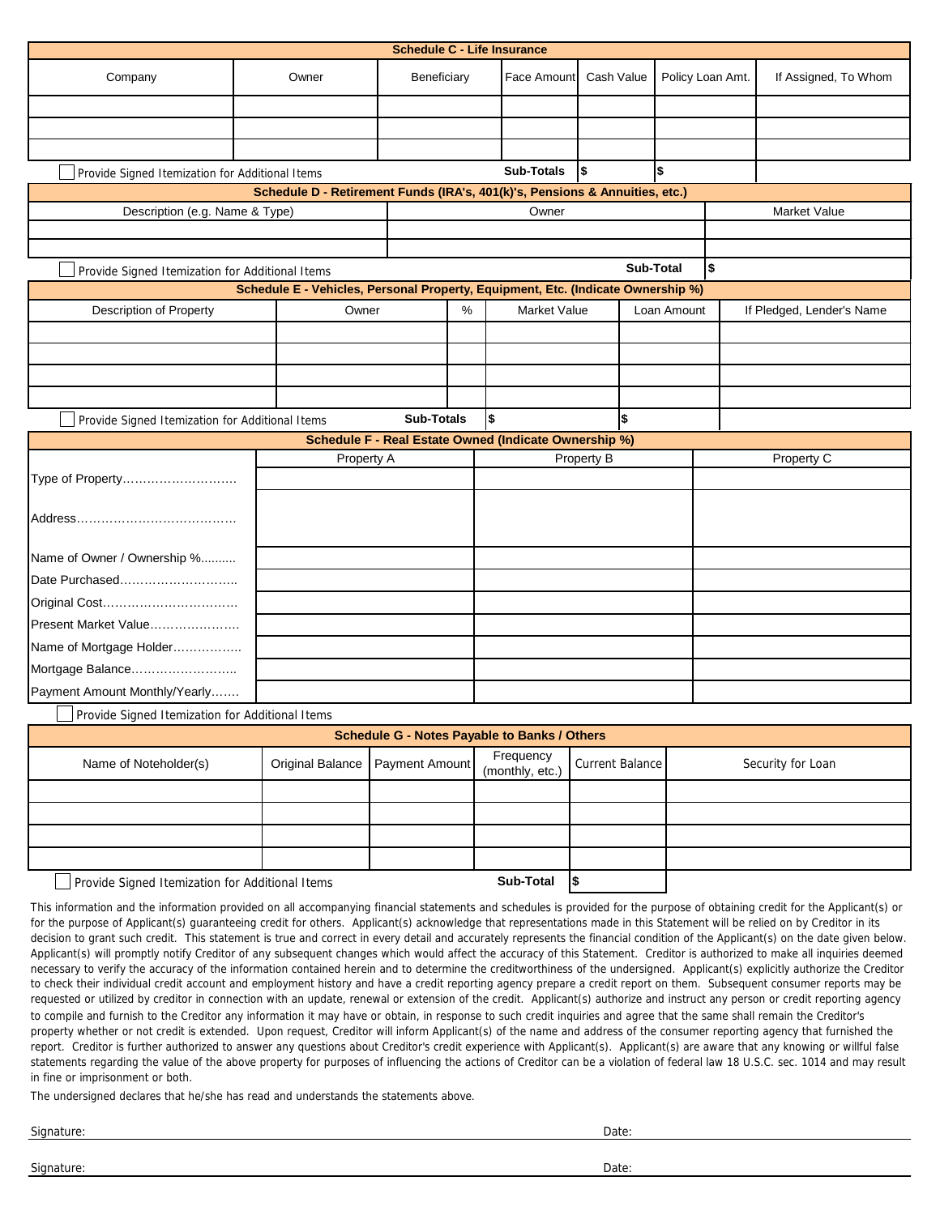## Schedule C - Life Insurance

| Company | Owner | Beneficiary | Face Amount | Cash Value | Policy Loan Amt. | If Assigned, To Whom |
|---|---|---|---|---|---|---|
| | | | | | | |
| | | | | | | |
| | | | | | | |
| | | | Sub-Totals | $ | $ | |

☐ Provide Signed Itemization for Additional Items

## Schedule D - Retirement Funds (IRA's, 401(k)'s, Pensions & Annuities, etc.)

| Description (e.g. Name & Type) | Owner | Market Value |
|---|---|---|
| | | |
| | | |
| | Sub-Total | $ |

☐ Provide Signed Itemization for Additional Items

## Schedule E - Vehicles, Personal Property, Equipment, Etc. (Indicate Ownership %)

| Description of Property | Owner | % | Market Value | Loan Amount | If Pledged, Lender's Name |
|---|---|---|---|---|---|
| | | | | | |
| | | | | | |
| | | | | | |
| | | | | | |
| | Sub-Totals | | $ | $ | |

☐ Provide Signed Itemization for Additional Items

## Schedule F - Real Estate Owned (Indicate Ownership %)

| | Property A | Property B | Property C |
|---|---|---|---|
| Type of Property………………………. | | | |
| Address………………………………… | | | |
| Name of Owner / Ownership %......... | | | |
| Date Purchased……………………….. | | | |
| Original Cost…………………………… | | | |
| Present Market Value…………………. | | | |
| Name of Mortgage Holder…………….. | | | |
| Mortgage Balance…………………….. | | | |
| Payment Amount Monthly/Yearly……. | | | |

☐ Provide Signed Itemization for Additional Items

## Schedule G - Notes Payable to Banks / Others

| Name of Noteholder(s) | Original Balance | Payment Amount | Frequency (monthly, etc.) | Current Balance | Security for Loan |
|---|---|---|---|---|---|
| | | | | | |
| | | | | | |
| | | | | | |
| | | | | | |
| | | | Sub-Total | $ | |

☐ Provide Signed Itemization for Additional Items

This information and the information provided on all accompanying financial statements and schedules is provided for the purpose of obtaining credit for the Applicant(s) or for the purpose of Applicant(s) guaranteeing credit for others. Applicant(s) acknowledge that representations made in this Statement will be relied on by Creditor in its decision to grant such credit. This statement is true and correct in every detail and accurately represents the financial condition of the Applicant(s) on the date given below. Applicant(s) will promptly notify Creditor of any subsequent changes which would affect the accuracy of this Statement. Creditor is authorized to make all inquiries deemed necessary to verify the accuracy of the information contained herein and to determine the creditworthiness of the undersigned. Applicant(s) explicitly authorize the Creditor to check their individual credit account and employment history and have a credit reporting agency prepare a credit report on them. Subsequent consumer reports may be requested or utilized by creditor in connection with an update, renewal or extension of the credit. Applicant(s) authorize and instruct any person or credit reporting agency to compile and furnish to the Creditor any information it may have or obtain, in response to such credit inquiries and agree that the same shall remain the Creditor's property whether or not credit is extended. Upon request, Creditor will inform Applicant(s) of the name and address of the consumer reporting agency that furnished the report. Creditor is further authorized to answer any questions about Creditor's credit experience with Applicant(s). Applicant(s) are aware that any knowing or willful false statements regarding the value of the above property for purposes of influencing the actions of Creditor can be a violation of federal law 18 U.S.C. sec. 1014 and may result in fine or imprisonment or both.

The undersigned declares that he/she has read and understands the statements above.

Signature: ______________________________ Date: ______________

Signature: ______________________________ Date: ______________